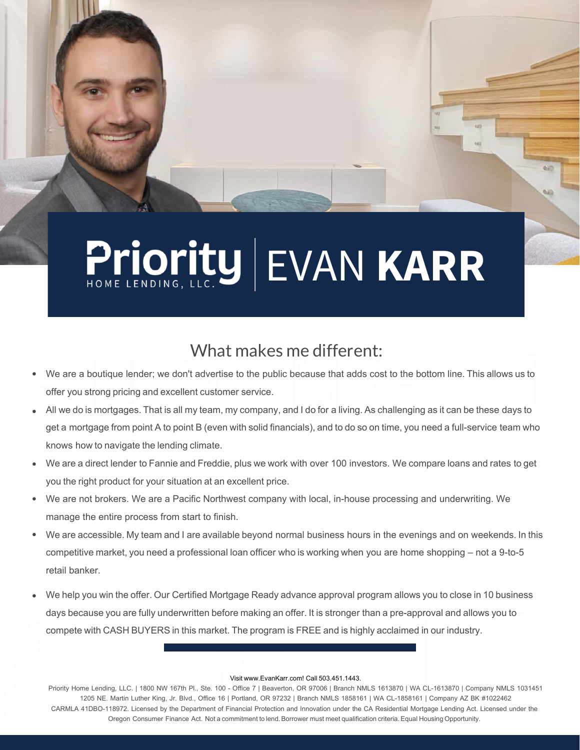# Priority HOME LENDING, LLC. | EVAN KARR

## What makes me different:

- We are a boutique lender; we don't advertise to the public because that adds cost to the bottom line. This allows us to offer you strong pricing and excellent customer service.
- All we do is mortgages. That is all my team, my company, and I do for a living. As challenging as it can be these days to get a mortgage from point A to point B (even with solid financials), and to do so on time, you need a full-service team who knows how to navigate the lending climate.
- We are a direct lender to Fannie and Freddie, plus we work with over 100 investors. We compare loans and rates to get you the right product for your situation at an excellent price.
- We are not brokers. We are a Pacific Northwest company with local, in-house processing and underwriting. We manage the entire process from start to finish.
- We are accessible. My team and I are available beyond normal business hours in the evenings and on weekends. In this competitive market, you need a professional loan officer who is working when you are home shopping – not a 9-to-5 retail banker.
- We help you win the offer. Our Certified Mortgage Ready advance approval program allows you to close in 10 business days because you are fully underwritten before making an offer. It is stronger than a pre-approval and allows you to compete with CASH BUYERS in this market. The program is FREE and is highly acclaimed in our industry.

Visit www.EvanKarr.com! Call 503.451.1443.

Priority Home Lending, LLC. | 1800 NW 167th Pl., Ste. 100 - Office 7 | Beaverton, OR 97006 | Branch NMLS 1613870 | WA CL-1613870 | Company NMLS 1031451
1205 NE. Martin Luther King, Jr. Blvd., Office 16 | Portland, OR 97232 | Branch NMLS 1858161 | WA CL-1858161 | Company AZ BK #1022462
CARMLA 41DBO-118972. Licensed by the Department of Financial Protection and Innovation under the CA Residential Mortgage Lending Act. Licensed under the Oregon Consumer Finance Act. Not a commitment to lend. Borrower must meet qualification criteria. Equal Housing Opportunity.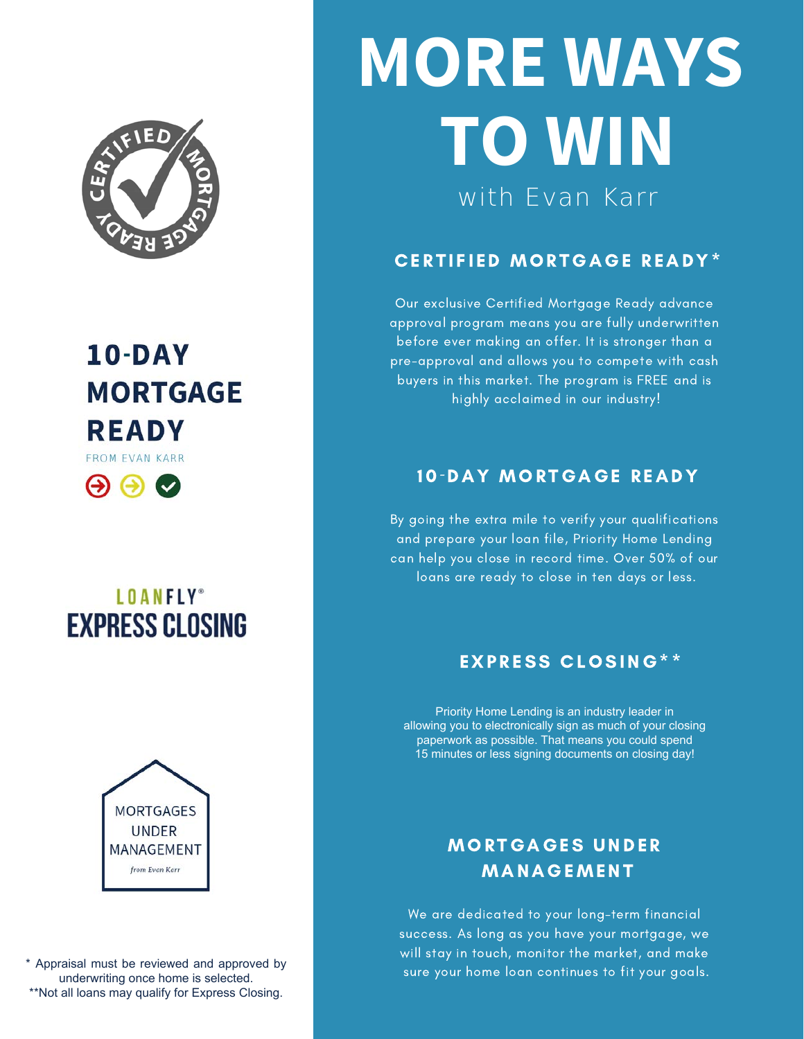# MORE WAYS TO WIN

with Evan Karr

## CERTIFIED MORTGAGE READY*

Our exclusive Certified Mortgage Ready advance approval program means you are fully underwritten before ever making an offer. It is stronger than a pre-approval and allows you to compete with cash buyers in this market. The program is FREE and is highly acclaimed in our industry!

## 10-DAY MORTGAGE READY

By going the extra mile to verify your qualifications and prepare your loan file, Priority Home Lending can help you close in record time. Over 50% of our loans are ready to close in ten days or less.

## EXPRESS CLOSING**

Priority Home Lending is an industry leader in allowing you to electronically sign as much of your closing paperwork as possible. That means you could spend 15 minutes or less signing documents on closing day!

## MORTGAGES UNDER MANAGEMENT

We are dedicated to your long-term financial success. As long as you have your mortgage, we will stay in touch, monitor the market, and make sure your home loan continues to fit your goals.

CERTIFIED MORTGAGE READY

**10-DAY MORTGAGE READY**

FROM EVAN KARR

LOANFLY®

**EXPRESS CLOSING**

MORTGAGES UNDER MANAGEMENT

*from Evan Karr*

\* Appraisal must be reviewed and approved by underwriting once home is selected.

\*\*Not all loans may qualify for Express Closing.